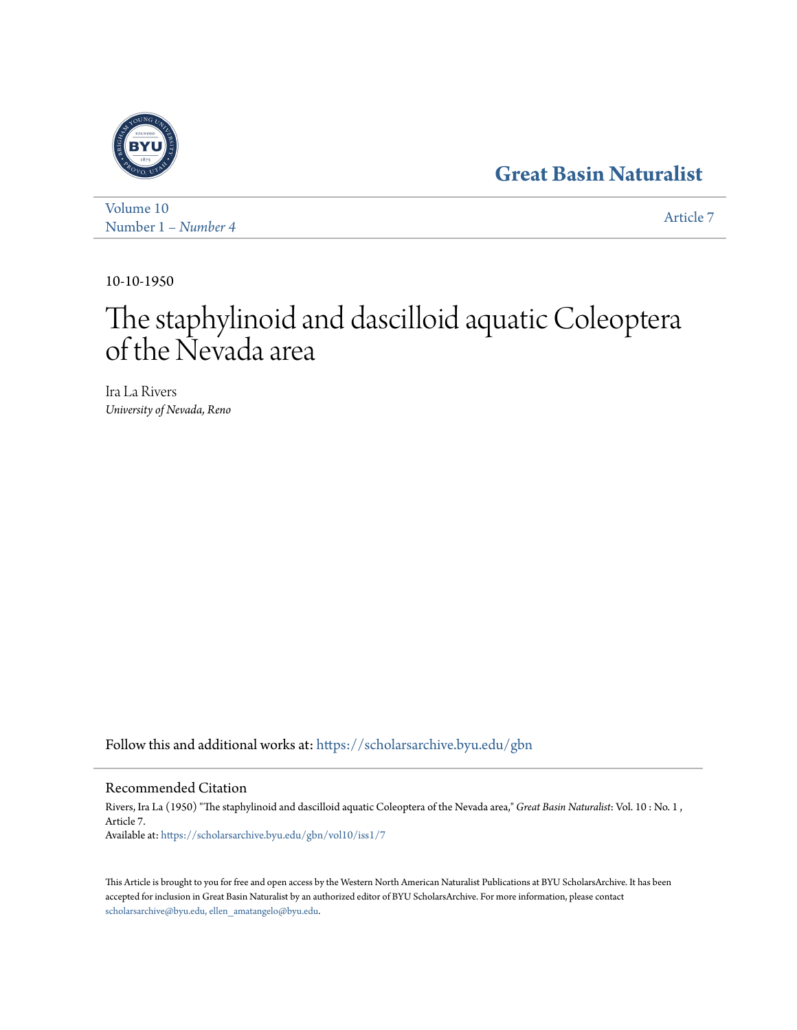Great Basin Naturalist

Volume 10
Number 1 – *Number 4*

Article 7

10-10-1950

# The staphylinoid and dascilloid aquatic Coleoptera of the Nevada area

Ira La Rivers
*University of Nevada, Reno*

Follow this and additional works at: https://scholarsarchive.byu.edu/gbn

## Recommended Citation

Rivers, Ira La (1950) "The staphylinoid and dascilloid aquatic Coleoptera of the Nevada area," *Great Basin Naturalist*: Vol. 10 : No. 1 , Article 7.
Available at: https://scholarsarchive.byu.edu/gbn/vol10/iss1/7

This Article is brought to you for free and open access by the Western North American Naturalist Publications at BYU ScholarsArchive. It has been accepted for inclusion in Great Basin Naturalist by an authorized editor of BYU ScholarsArchive. For more information, please contact scholarsarchive@byu.edu, ellen_amatangelo@byu.edu.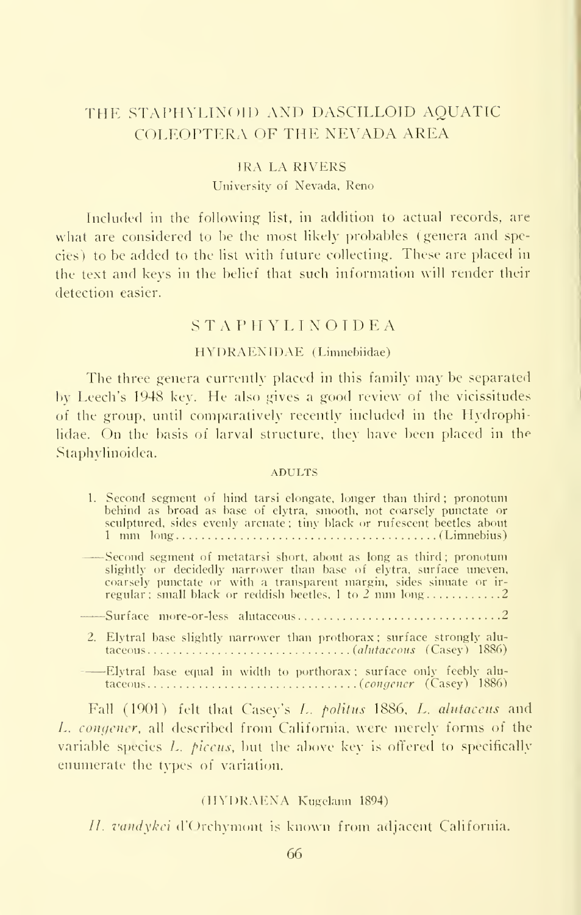# THE STAPHYLINOID AND DASCILLOID AQUATIC COLEOPTERA OF THE NEVADA AREA

IRA LA RIVERS

University of Nevada, Reno

Included in the following list, in addition to actual records, are what are considered to be the most likely probables (genera and species) to be added to the list with future collecting. These are placed in the text and keys in the belief that such information will render their detection easier.

## STAPHYLINOIDEA

### HYDRAENIDAE (Limnebiidae)

The three genera currently placed in this family may be separated by Leech's 1948 key. He also gives a good review of the vicissitudes of the group, until comparatively recently included in the Hydrophilidae. On the basis of larval structure, they have been placed in the Staphylinoidea.

ADULTS

1. Second segment of hind tarsi elongate, longer than third; pronotum behind as broad as base of elytra, smooth, not coarsely punctate or sculptured, sides evenly arcuate; tiny black or rufescent beetles about 1 mm long........................................(Limnebius)

——Second segment of metatarsi short, about as long as third; pronotum slightly or decidedly narrower than base of elytra, surface uneven, coarsely punctate or with a transparent margin, sides sinuate or irregular; small black or reddish beetles, 1 to 2 mm long............2

——Surface more-or-less alutaceous................................2

2. Elytral base slightly narrower than prothorax; surface strongly alutaceous................................(*alutaceous* (Casey) 1886)

——Elytral base equal in width to porthorax; surface only feebly alutaceous................................(*congener* (Casey) 1886)

Fall (1901) felt that Casey's *L. politus* 1886, *L. alutaceus* and *L. congener*, all described from California, were merely forms of the variable species *L. piceus*, but the above key is offered to specifically enumerate the types of variation.

(HYDRAENA Kugelann 1894)

*H. vandykei* d'Orchymont is known from adjacent California.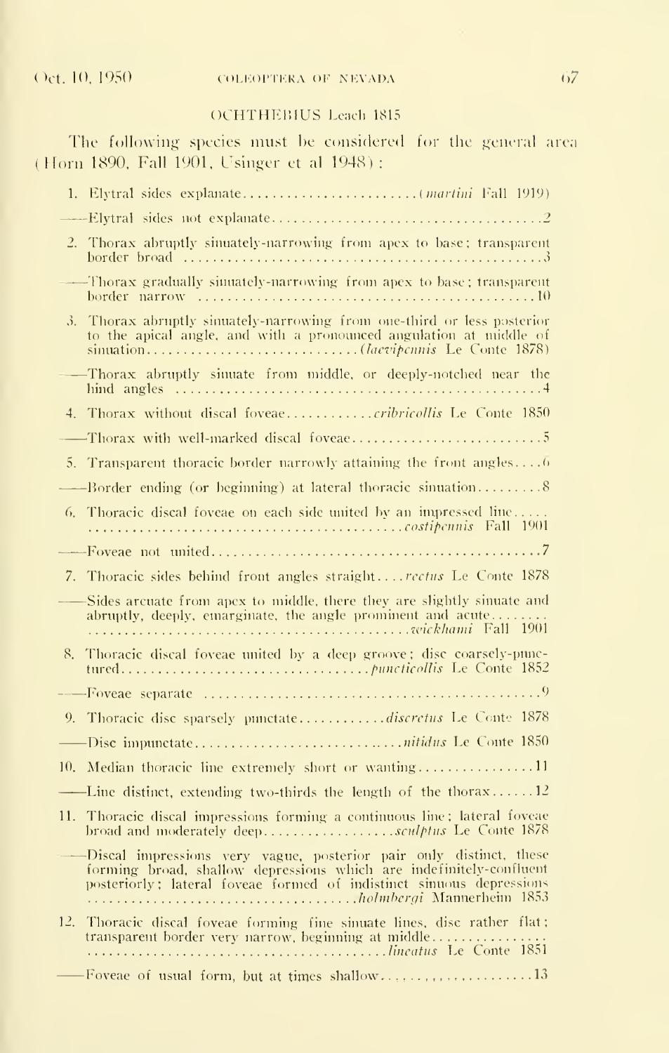OCHTHEBIUS Leach 1815

The following species must be considered for the general area (Horn 1890, Fall 1901, Usinger et al 1948):

1. Elytral sides explanate........................(*martini* Fall 1919)

—Elytral sides not explanate........................................2

2. Thorax abruptly sinuately-narrowing from apex to base; transparent border broad ................................................3

—Thorax gradually sinuately-narrowing from apex to base; transparent border narrow ................................................10

3. Thorax abruptly sinuately-narrowing from one-third or less posterior to the apical angle, and with a pronounced angulation at middle of sinuation............................(*laevipennis* Le Conte 1878)

—Thorax abruptly sinuate from middle, or deeply-notched near the hind angles ................................................4

4. Thorax without discal foveae............*cribricollis* Le Conte 1850

—Thorax with well-marked discal foveae..........................5

5. Transparent thoracic border narrowly attaining the front angles....6

—Border ending (or beginning) at lateral thoracic sinuation.........8

6. Thoracic discal foveae on each side united by an impressed line..... ................................................*costipennis* Fall 1901

—Foveae not united................................................7

7. Thoracic sides behind front angles straight....*rectus* Le Conte 1878

—Sides arcuate from apex to middle, there they are slightly sinuate and abruptly, deeply, emarginate, the angle prominent and acute........ ................................................*wickhami* Fall 1901

8. Thoracic discal foveae united by a deep groove; disc coarsely-punctured..................................*puncticollis* Le Conte 1852

—Foveae separate ................................................9

9. Thoracic disc sparsely punctate............*discretus* Le Conte 1878

—Disc impunctate..............................*nitidus* Le Conte 1850

10. Median thoracic line extremely short or wanting................11

—Line distinct, extending two-thirds the length of the thorax......12

11. Thoracic discal impressions forming a continuous line; lateral foveae broad and moderately deep..................*sculptus* Le Conte 1878

—Discal impressions very vague, posterior pair only distinct, these forming broad, shallow depressions which are indefinitely-confluent posteriorly; lateral foveae formed of indistinct sinuous depressions ....................................*holmbergi* Mannerheim 1853

12. Thoracic discal foveae forming fine sinuate lines, disc rather flat; transparent border very narrow, beginning at middle................ ....................................*lineatus* Le Conte 1851

—Foveae of usual form, but at times shallow........................13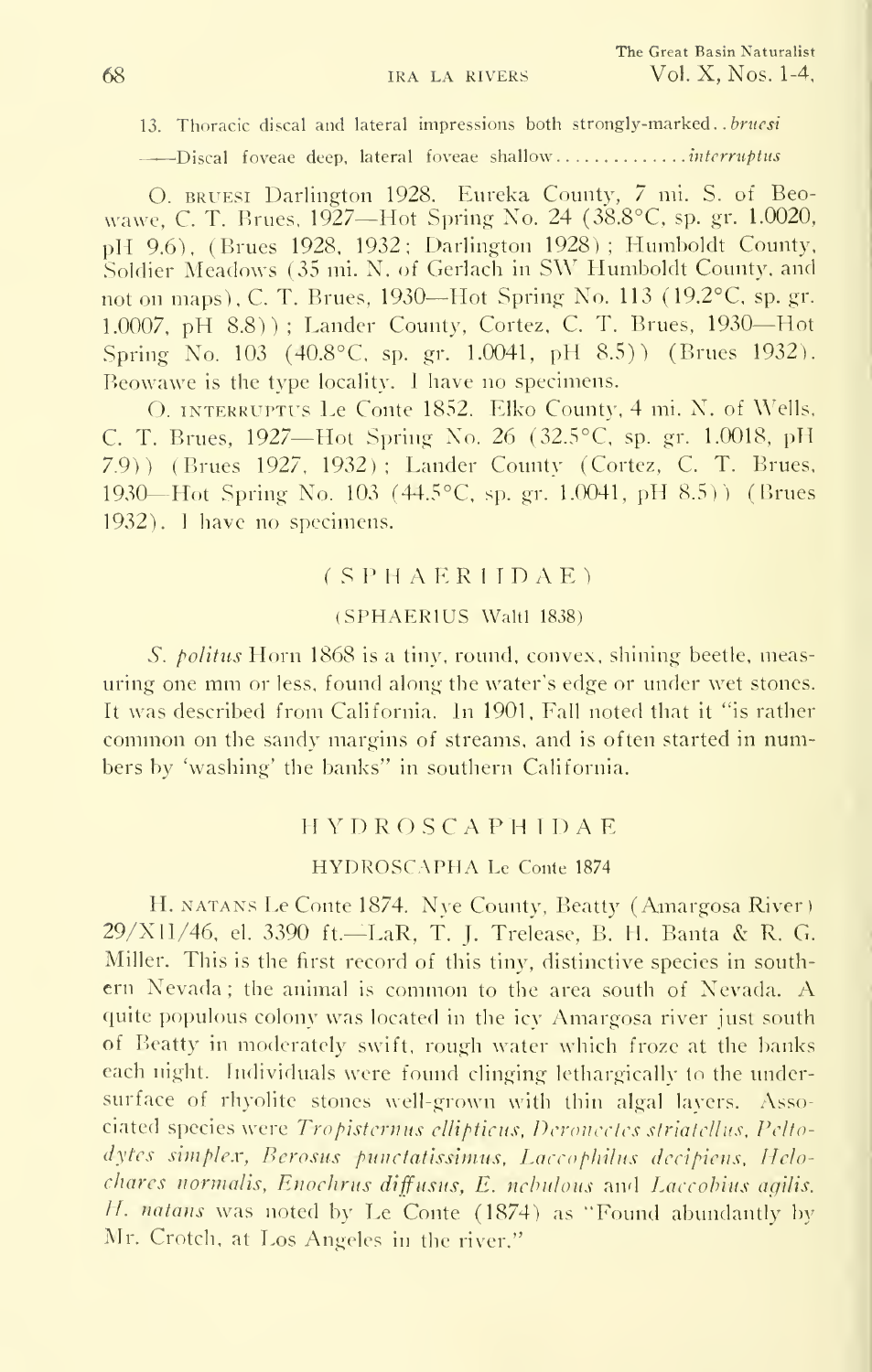13. Thoracic discal and lateral impressions both strongly-marked. . *bruesi*

——Discal foveae deep, lateral foveae shallow. . . . . . . . . . . . . . *interruptus*

O. BRUESI Darlington 1928. Eureka County, 7 mi. S. of Beowawe, C. T. Brues, 1927—Hot Spring No. 24 (38.8°C, sp. gr. 1.0020, pH 9.6), (Brues 1928, 1932; Darlington 1928); Humboldt County, Soldier Meadows (35 mi. N. of Gerlach in SW Humboldt County, and not on maps), C. T. Brues, 1930—Hot Spring No. 113 (19.2°C, sp. gr. 1.0007, pH 8.8)); Lander County, Cortez, C. T. Brues, 1930—Hot Spring No. 103 (40.8°C, sp. gr. 1.0041, pH 8.5)) (Brues 1932). Beowawe is the type locality. I have no specimens.

O. INTERRUPTUS Le Conte 1852. Elko County, 4 mi. N. of Wells, C. T. Brues, 1927—Hot Spring No. 26 (32.5°C, sp. gr. 1.0018, pH 7.9)) (Brues 1927, 1932); Lander County (Cortez, C. T. Brues, 1930—Hot Spring No. 103 (44.5°C, sp. gr. 1.0041, pH 8.5)) (Brues 1932). I have no specimens.

## (SPHAERIIDAE)

### (SPHAERIUS Waltl 1838)

*S. politus* Horn 1868 is a tiny, round, convex, shining beetle, measuring one mm or less, found along the water's edge or under wet stones. It was described from California. In 1901, Fall noted that it "is rather common on the sandy margins of streams, and is often started in numbers by 'washing' the banks" in southern California.

## HYDROSCAPHIDAE

### HYDROSCAPHA Le Conte 1874

H. NATANS Le Conte 1874. Nye County, Beatty (Amargosa River) 29/XII/46, el. 3390 ft.—LaR, T. J. Trelease, B. H. Banta & R. G. Miller. This is the first record of this tiny, distinctive species in southern Nevada; the animal is common to the area south of Nevada. A quite populous colony was located in the icy Amargosa river just south of Beatty in moderately swift, rough water which froze at the banks each night. Individuals were found clinging lethargically to the undersurface of rhyolite stones well-grown with thin algal layers. Associated species were *Tropisternus ellipticus*, *Deronectes striatellus*, *Peltodytes simplex*, *Berosus punctatissimus*, *Laccophilus decipiens*, *Helochares normalis*, *Enochrus diffusus*, *E. nebulous* and *Laccobius agilis*. *H. natans* was noted by Le Conte (1874) as "Found abundantly by Mr. Crotch, at Los Angeles in the river."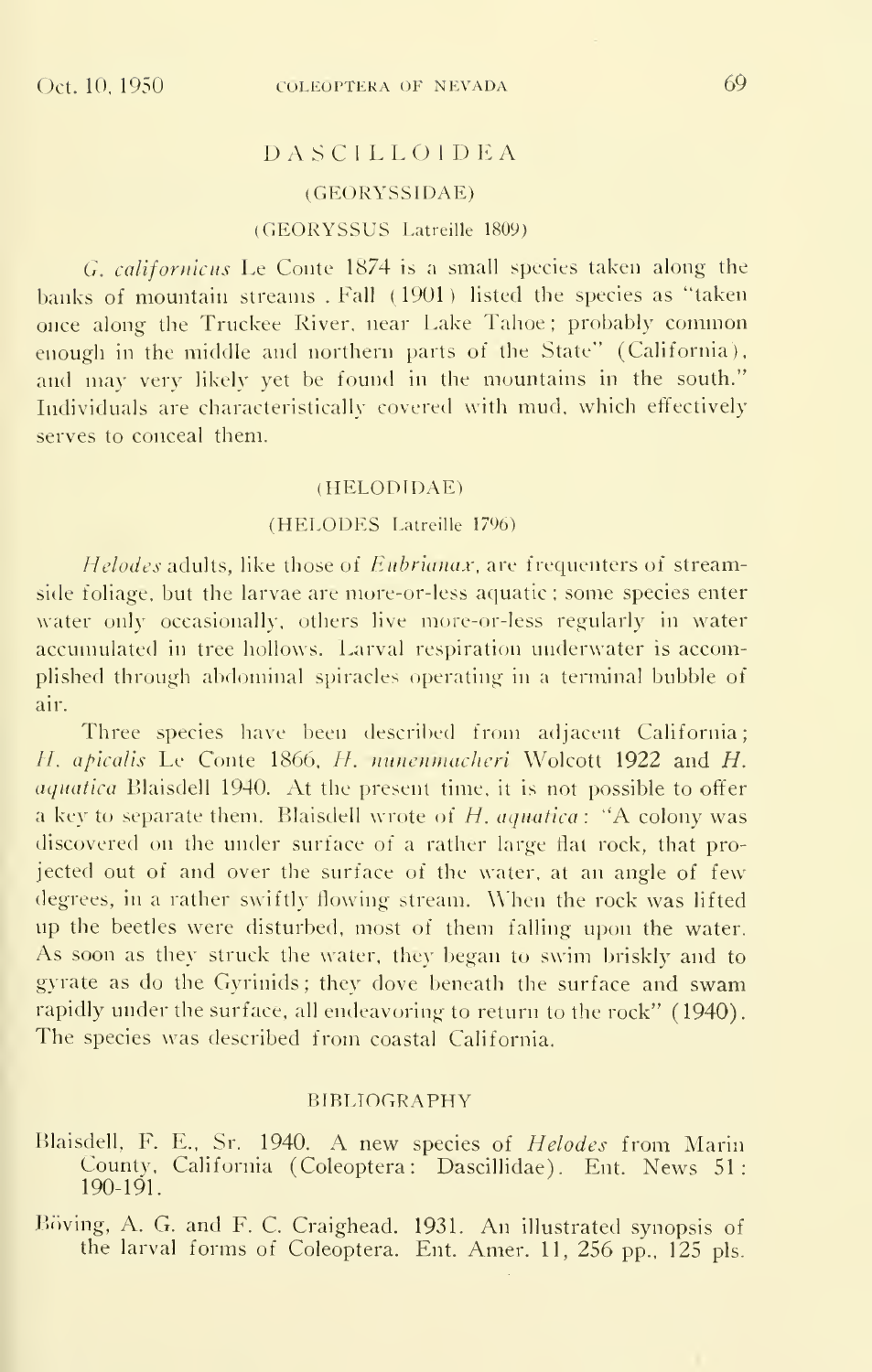## DASCILLOIDEA

### (GEORYSSIDAE)

#### (GEORYSSUS Latreille 1809)

*G. californicus* Le Conte 1874 is a small species taken along the banks of mountain streams . Fall (1901) listed the species as "taken once along the Truckee River, near Lake Tahoe; probably common enough in the middle and northern parts of the State" (California), and may very likely yet be found in the mountains in the south." Individuals are characteristically covered with mud, which effectively serves to conceal them.

### (HELODIDAE)

#### (HELODES Latreille 1796)

*Helodes* adults, like those of *Eubrianax*, are frequenters of streamside foliage, but the larvae are more-or-less aquatic; some species enter water only occasionally, others live more-or-less regularly in water accumulated in tree hollows. Larval respiration underwater is accomplished through abdominal spiracles operating in a terminal bubble of air.

Three species have been described from adjacent California; *H. apicalis* Le Conte 1866, *H. nunenmacheri* Wolcott 1922 and *H. aquatica* Blaisdell 1940. At the present time, it is not possible to offer a key to separate them. Blaisdell wrote of *H. aquatica*: "A colony was discovered on the under surface of a rather large flat rock, that projected out of and over the surface of the water, at an angle of few degrees, in a rather swiftly flowing stream. When the rock was lifted up the beetles were disturbed, most of them falling upon the water. As soon as they struck the water, they began to swim briskly and to gyrate as do the Gyrinids; they dove beneath the surface and swam rapidly under the surface, all endeavoring to return to the rock" (1940). The species was described from coastal California.

## BIBLIOGRAPHY

Blaisdell, F. E., Sr. 1940. A new species of *Helodes* from Marin County, California (Coleoptera: Dascillidae). Ent. News 51: 190-191.

Böving, A. G. and F. C. Craighead. 1931. An illustrated synopsis of the larval forms of Coleoptera. Ent. Amer. 11, 256 pp., 125 pls.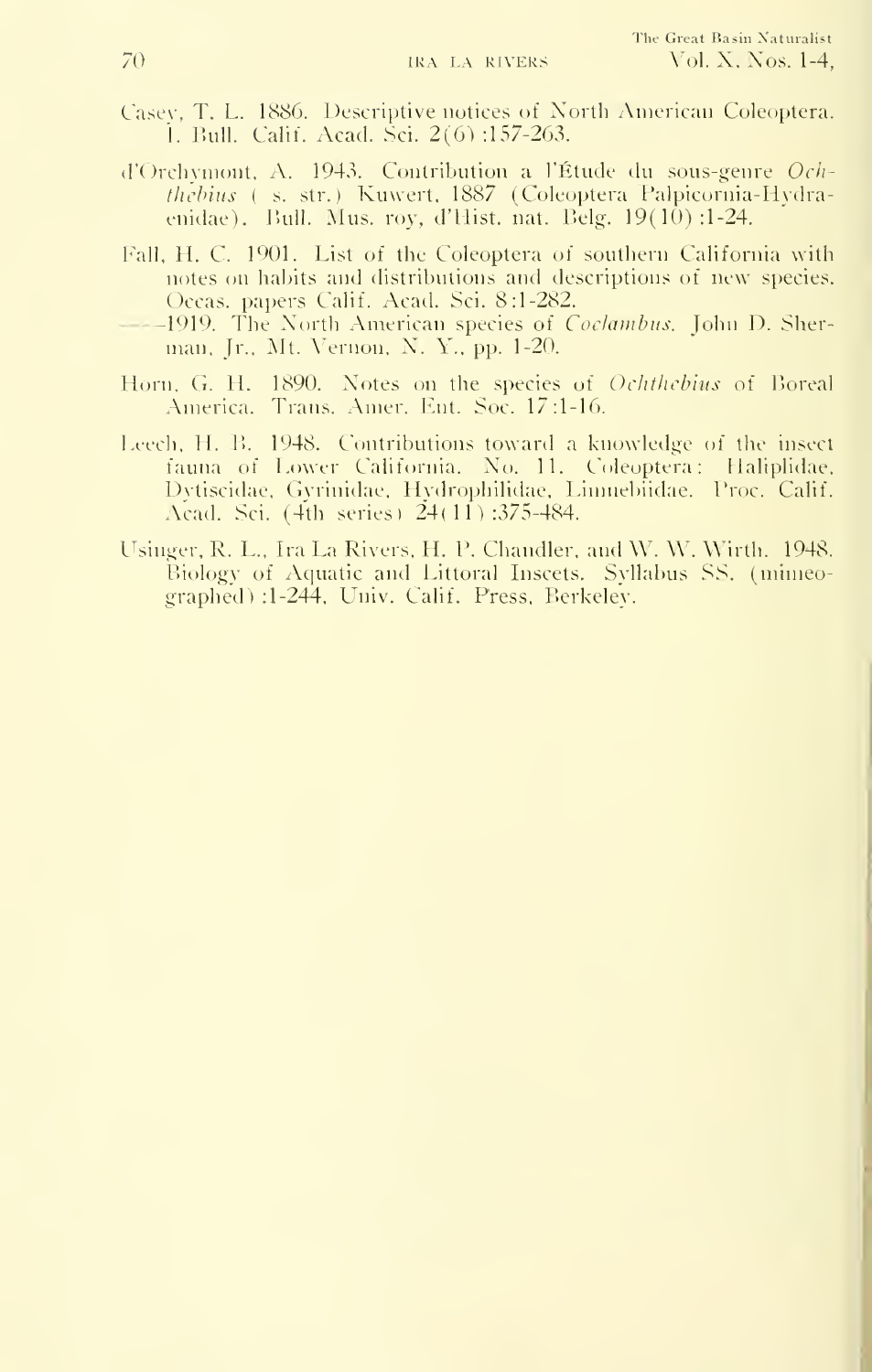Casey, T. L. 1886. Descriptive notices of North American Coleoptera. I. Bull. Calif. Acad. Sci. 2(6):157-263.

d'Orchymont, A. 1943. Contribution a l'Étude du sous-genre *Ochthebius* (s. str.) Kuwert, 1887 (Coleoptera Palpicornia-Hydraenidae). Bull. Mus. roy, d'Hist. nat. Belg. 19(10):1-24.

Fall, H. C. 1901. List of the Coleoptera of southern California with notes on habits and distributions and descriptions of new species. Occas. papers Calif. Acad. Sci. 8:1-282.

——1919. The North American species of *Coelambus*. John D. Sherman, Jr., Mt. Vernon, N. Y., pp. 1-20.

Horn, G. H. 1890. Notes on the species of *Ochthebius* of Boreal America. Trans. Amer. Ent. Soc. 17:1-16.

Leech, H. B. 1948. Contributions toward a knowledge of the insect fauna of Lower California. No. 11. Coleoptera: Haliplidae, Dytiscidae, Gyrinidae, Hydrophilidae, Limnebiidae. Proc. Calif. Acad. Sci. (4th series) 24(11):375-484.

Usinger, R. L., Ira La Rivers, H. P. Chandler, and W. W. Wirth. 1948. Biology of Aquatic and Littoral Insects. Syllabus SS. (mimeographed):1-244, Univ. Calif. Press, Berkeley.